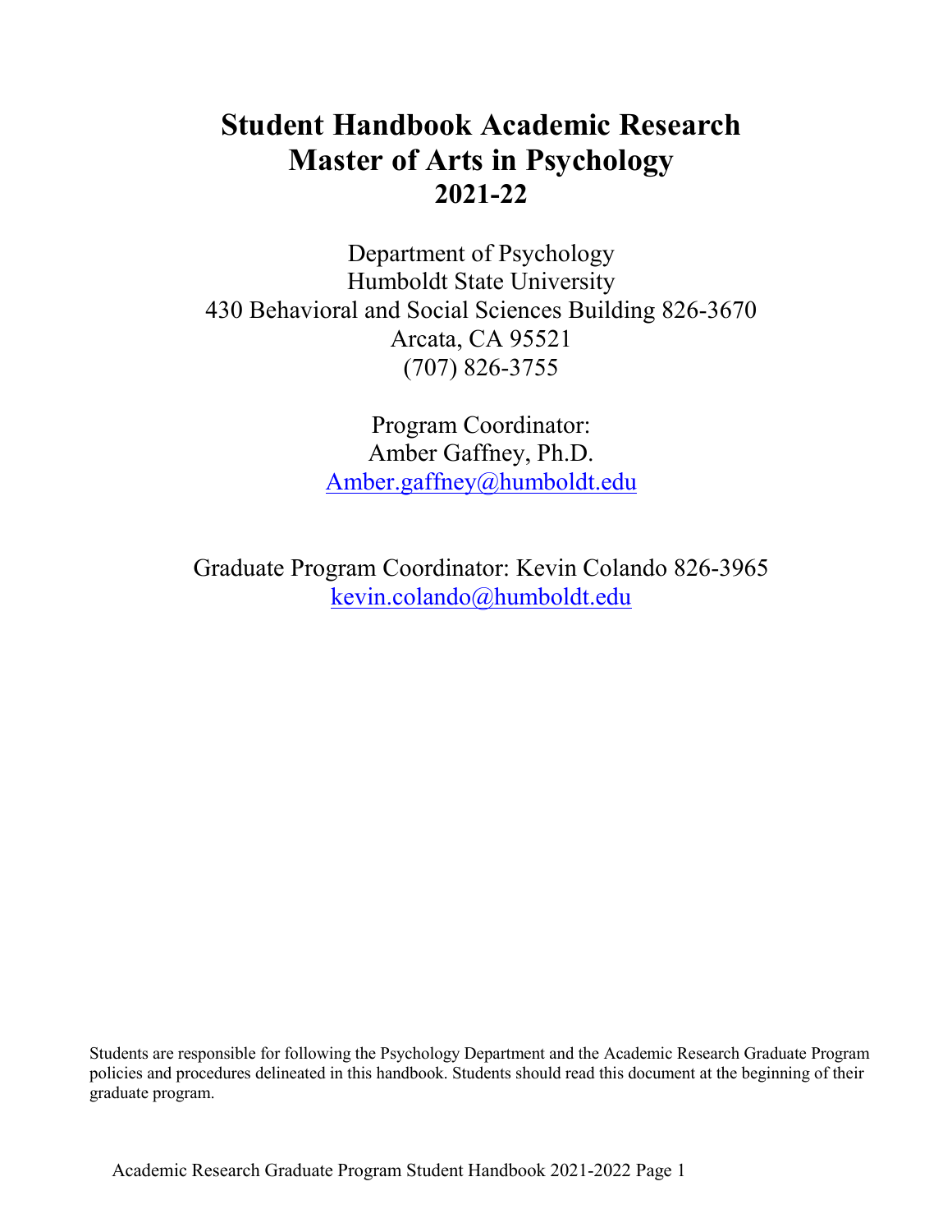# Student Handbook Academic Research
# Master of Arts in Psychology
# 2021-22

Department of Psychology
Humboldt State University
430 Behavioral and Social Sciences Building 826-3670
Arcata, CA 95521
(707) 826-3755

Program Coordinator:
Amber Gaffney, Ph.D.
Amber.gaffney@humboldt.edu

Graduate Program Coordinator: Kevin Colando 826-3965
kevin.colando@humboldt.edu

Students are responsible for following the Psychology Department and the Academic Research Graduate Program policies and procedures delineated in this handbook. Students should read this document at the beginning of their graduate program.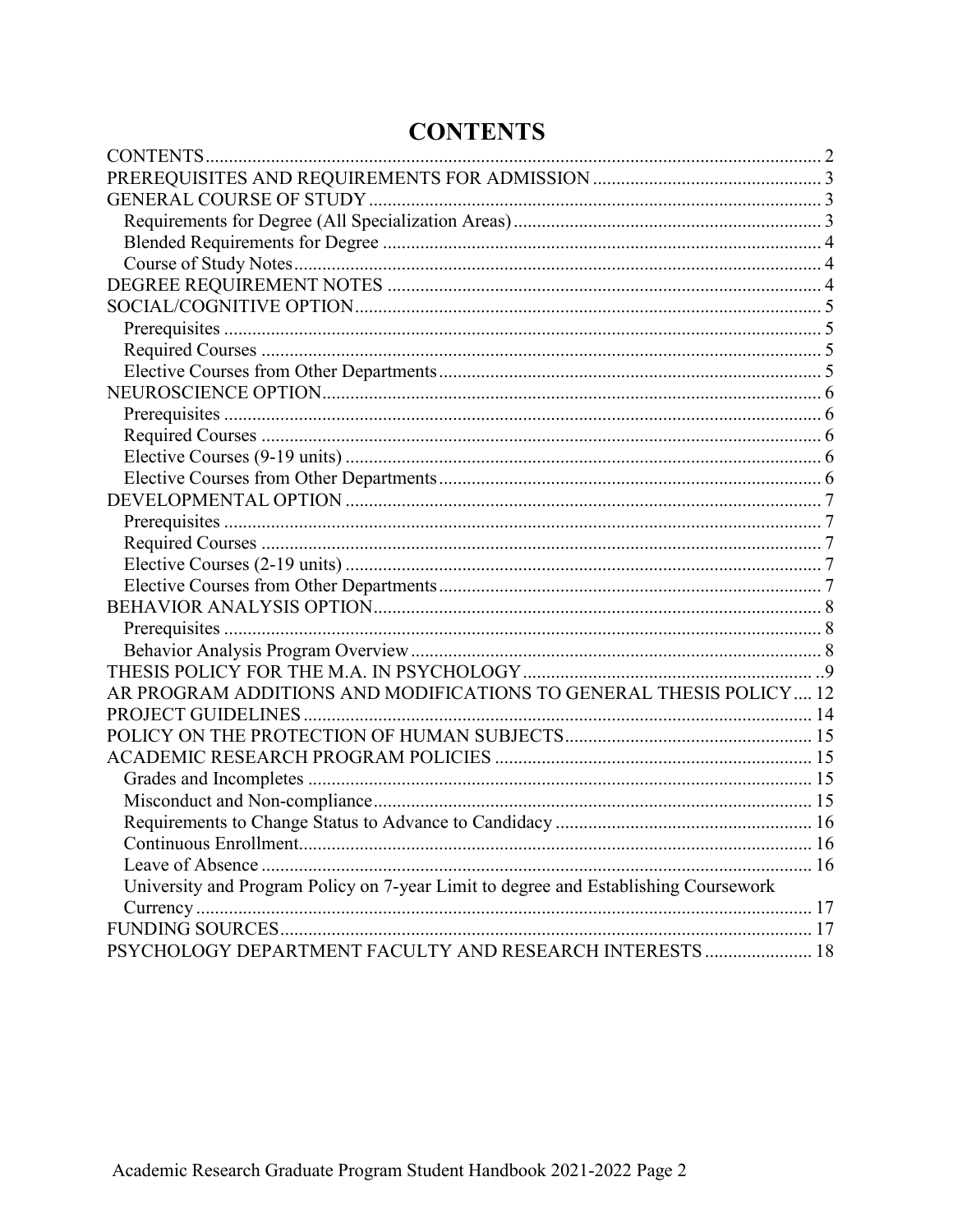# CONTENTS

CONTENTS ... 2
PREREQUISITES AND REQUIREMENTS FOR ADMISSION ... 3
GENERAL COURSE OF STUDY ... 3
- Requirements for Degree (All Specialization Areas) ... 3
- Blended Requirements for Degree ... 4
- Course of Study Notes ... 4

DEGREE REQUIREMENT NOTES ... 4
SOCIAL/COGNITIVE OPTION ... 5
- Prerequisites ... 5
- Required Courses ... 5
- Elective Courses from Other Departments ... 5

NEUROSCIENCE OPTION ... 6
- Prerequisites ... 6
- Required Courses ... 6
- Elective Courses (9-19 units) ... 6
- Elective Courses from Other Departments ... 6

DEVELOPMENTAL OPTION ... 7
- Prerequisites ... 7
- Required Courses ... 7
- Elective Courses (2-19 units) ... 7
- Elective Courses from Other Departments ... 7

BEHAVIOR ANALYSIS OPTION ... 8
- Prerequisites ... 8
- Behavior Analysis Program Overview ... 8

THESIS POLICY FOR THE M.A. IN PSYCHOLOGY ... 9
AR PROGRAM ADDITIONS AND MODIFICATIONS TO GENERAL THESIS POLICY ... 12
PROJECT GUIDELINES ... 14
POLICY ON THE PROTECTION OF HUMAN SUBJECTS ... 15
ACADEMIC RESEARCH PROGRAM POLICIES ... 15
- Grades and Incompletes ... 15
- Misconduct and Non-compliance ... 15
- Requirements to Change Status to Advance to Candidacy ... 16
- Continuous Enrollment ... 16
- Leave of Absence ... 16
- University and Program Policy on 7-year Limit to degree and Establishing Coursework Currency ... 17

FUNDING SOURCES ... 17
PSYCHOLOGY DEPARTMENT FACULTY AND RESEARCH INTERESTS ... 18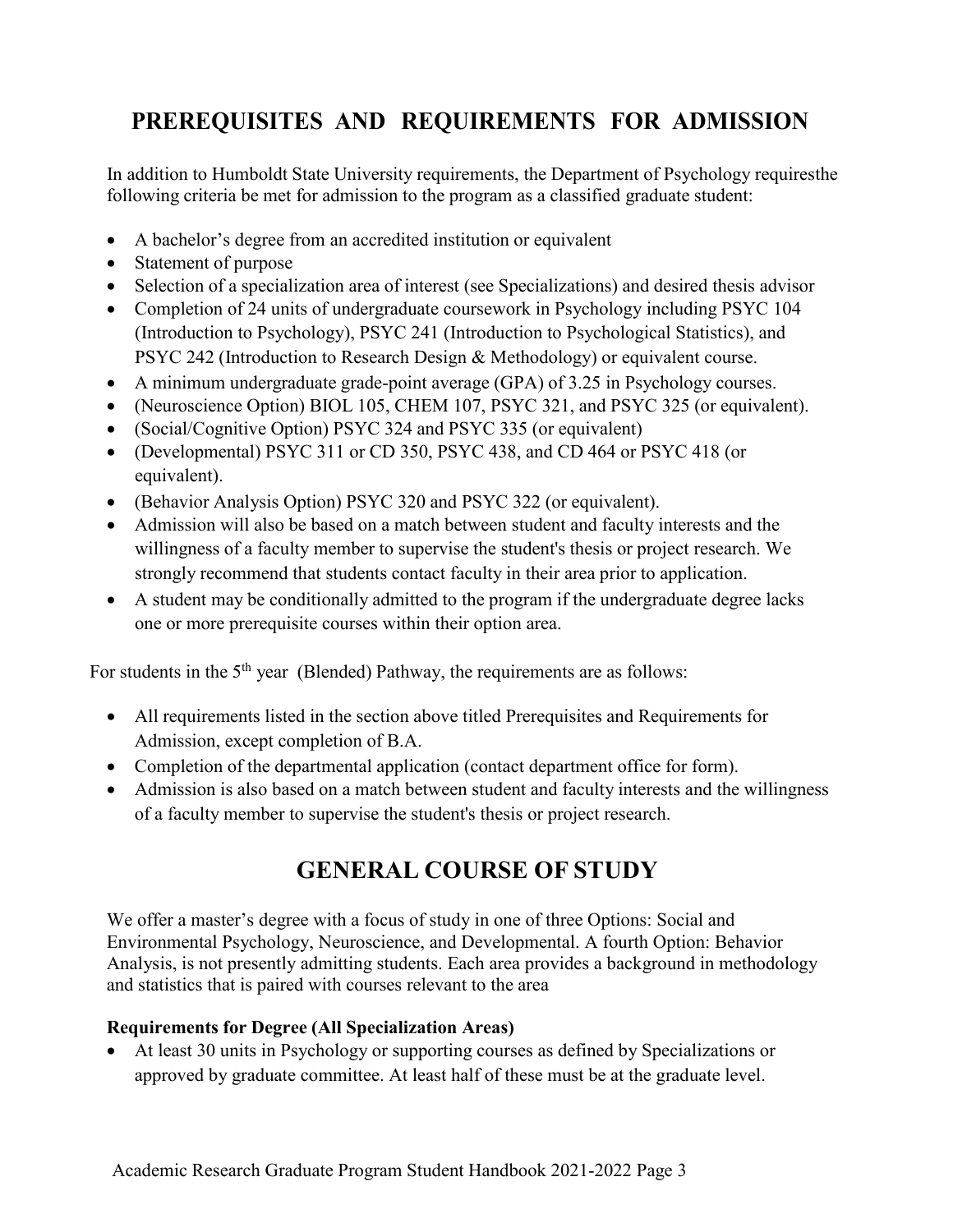# PREREQUISITES AND REQUIREMENTS FOR ADMISSION

In addition to Humboldt State University requirements, the Department of Psychology requiresthe following criteria be met for admission to the program as a classified graduate student:

- A bachelor's degree from an accredited institution or equivalent
- Statement of purpose
- Selection of a specialization area of interest (see Specializations) and desired thesis advisor
- Completion of 24 units of undergraduate coursework in Psychology including PSYC 104 (Introduction to Psychology), PSYC 241 (Introduction to Psychological Statistics), and PSYC 242 (Introduction to Research Design & Methodology) or equivalent course.
- A minimum undergraduate grade-point average (GPA) of 3.25 in Psychology courses.
- (Neuroscience Option) BIOL 105, CHEM 107, PSYC 321, and PSYC 325 (or equivalent).
- (Social/Cognitive Option) PSYC 324 and PSYC 335 (or equivalent)
- (Developmental) PSYC 311 or CD 350, PSYC 438, and CD 464 or PSYC 418 (or equivalent).
- (Behavior Analysis Option) PSYC 320 and PSYC 322 (or equivalent).
- Admission will also be based on a match between student and faculty interests and the willingness of a faculty member to supervise the student's thesis or project research. We strongly recommend that students contact faculty in their area prior to application.
- A student may be conditionally admitted to the program if the undergraduate degree lacks one or more prerequisite courses within their option area.

For students in the 5th year (Blended) Pathway, the requirements are as follows:

- All requirements listed in the section above titled Prerequisites and Requirements for Admission, except completion of B.A.
- Completion of the departmental application (contact department office for form).
- Admission is also based on a match between student and faculty interests and the willingness of a faculty member to supervise the student's thesis or project research.

# GENERAL COURSE OF STUDY

We offer a master's degree with a focus of study in one of three Options: Social and Environmental Psychology, Neuroscience, and Developmental. A fourth Option: Behavior Analysis, is not presently admitting students. Each area provides a background in methodology and statistics that is paired with courses relevant to the area

**Requirements for Degree (All Specialization Areas)**

- At least 30 units in Psychology or supporting courses as defined by Specializations or approved by graduate committee. At least half of these must be at the graduate level.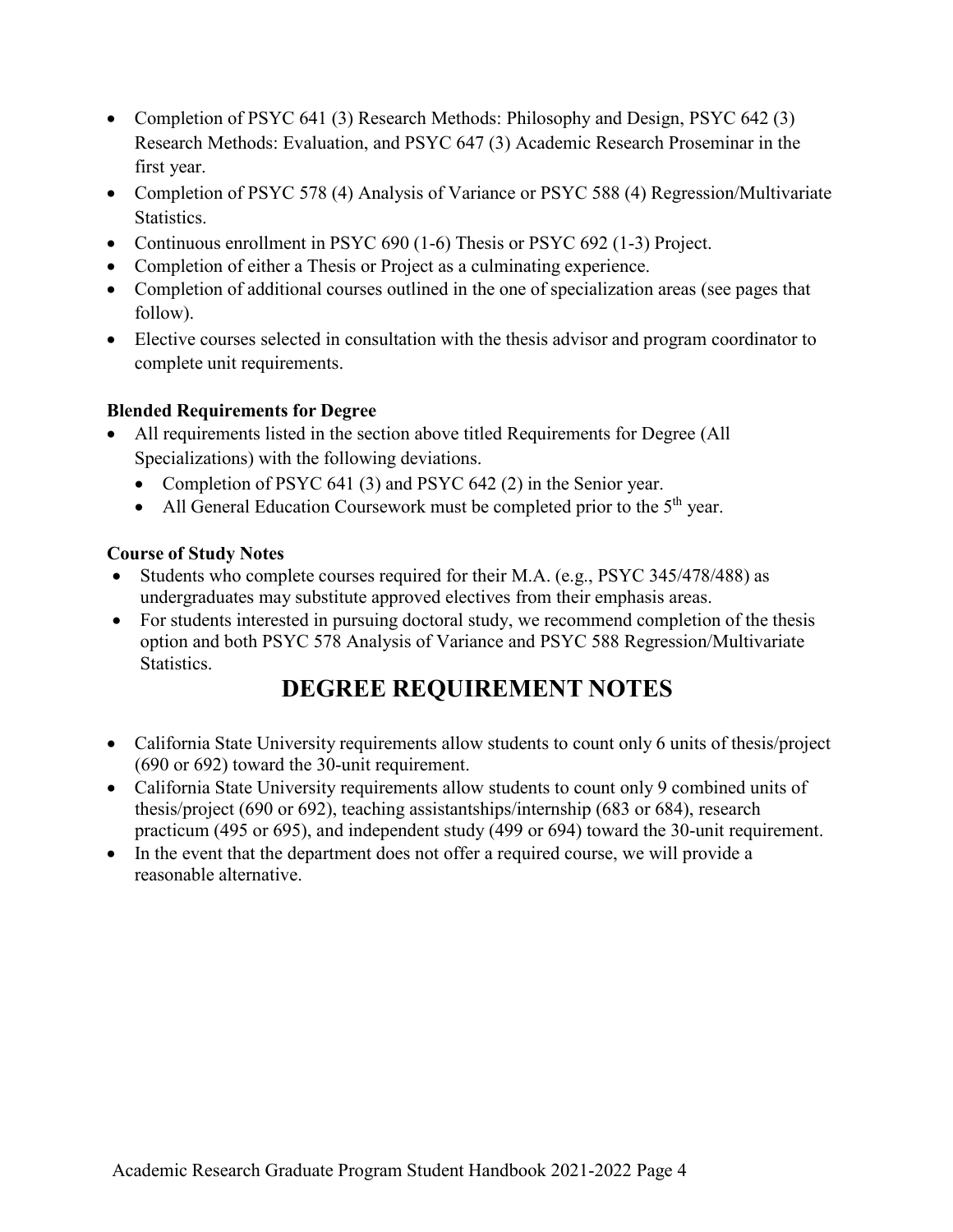- Completion of PSYC 641 (3) Research Methods: Philosophy and Design, PSYC 642 (3) Research Methods: Evaluation, and PSYC 647 (3) Academic Research Proseminar in the first year.
- Completion of PSYC 578 (4) Analysis of Variance or PSYC 588 (4) Regression/Multivariate Statistics.
- Continuous enrollment in PSYC 690 (1-6) Thesis or PSYC 692 (1-3) Project.
- Completion of either a Thesis or Project as a culminating experience.
- Completion of additional courses outlined in the one of specialization areas (see pages that follow).
- Elective courses selected in consultation with the thesis advisor and program coordinator to complete unit requirements.

**Blended Requirements for Degree**

- All requirements listed in the section above titled Requirements for Degree (All Specializations) with the following deviations.
  - Completion of PSYC 641 (3) and PSYC 642 (2) in the Senior year.
  - All General Education Coursework must be completed prior to the 5th year.

**Course of Study Notes**

- Students who complete courses required for their M.A. (e.g., PSYC 345/478/488) as undergraduates may substitute approved electives from their emphasis areas.
- For students interested in pursuing doctoral study, we recommend completion of the thesis option and both PSYC 578 Analysis of Variance and PSYC 588 Regression/Multivariate Statistics.

## DEGREE REQUIREMENT NOTES

- California State University requirements allow students to count only 6 units of thesis/project (690 or 692) toward the 30-unit requirement.
- California State University requirements allow students to count only 9 combined units of thesis/project (690 or 692), teaching assistantships/internship (683 or 684), research practicum (495 or 695), and independent study (499 or 694) toward the 30-unit requirement.
- In the event that the department does not offer a required course, we will provide a reasonable alternative.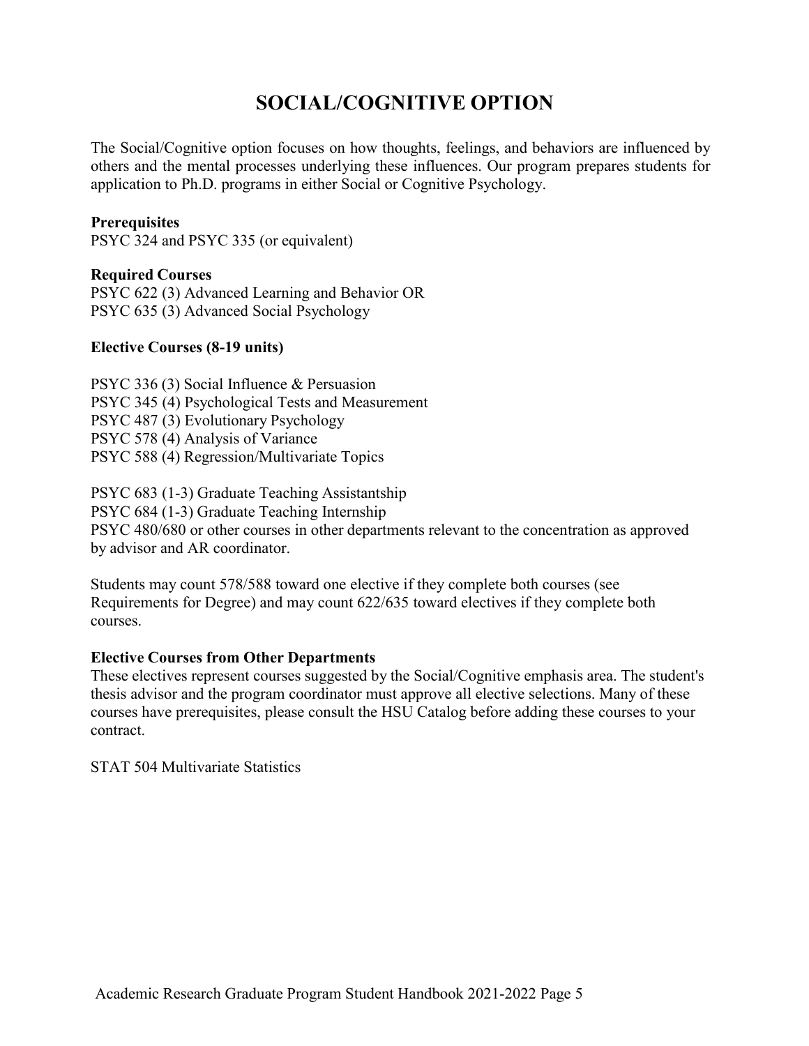# SOCIAL/COGNITIVE OPTION

The Social/Cognitive option focuses on how thoughts, feelings, and behaviors are influenced by others and the mental processes underlying these influences. Our program prepares students for application to Ph.D. programs in either Social or Cognitive Psychology.

**Prerequisites**
PSYC 324 and PSYC 335 (or equivalent)

**Required Courses**
PSYC 622 (3) Advanced Learning and Behavior OR
PSYC 635 (3) Advanced Social Psychology

**Elective Courses (8-19 units)**

PSYC 336 (3) Social Influence & Persuasion
PSYC 345 (4) Psychological Tests and Measurement
PSYC 487 (3) Evolutionary Psychology
PSYC 578 (4) Analysis of Variance
PSYC 588 (4) Regression/Multivariate Topics

PSYC 683 (1-3) Graduate Teaching Assistantship
PSYC 684 (1-3) Graduate Teaching Internship
PSYC 480/680 or other courses in other departments relevant to the concentration as approved by advisor and AR coordinator.

Students may count 578/588 toward one elective if they complete both courses (see Requirements for Degree) and may count 622/635 toward electives if they complete both courses.

**Elective Courses from Other Departments**
These electives represent courses suggested by the Social/Cognitive emphasis area. The student's thesis advisor and the program coordinator must approve all elective selections. Many of these courses have prerequisites, please consult the HSU Catalog before adding these courses to your contract.

STAT 504 Multivariate Statistics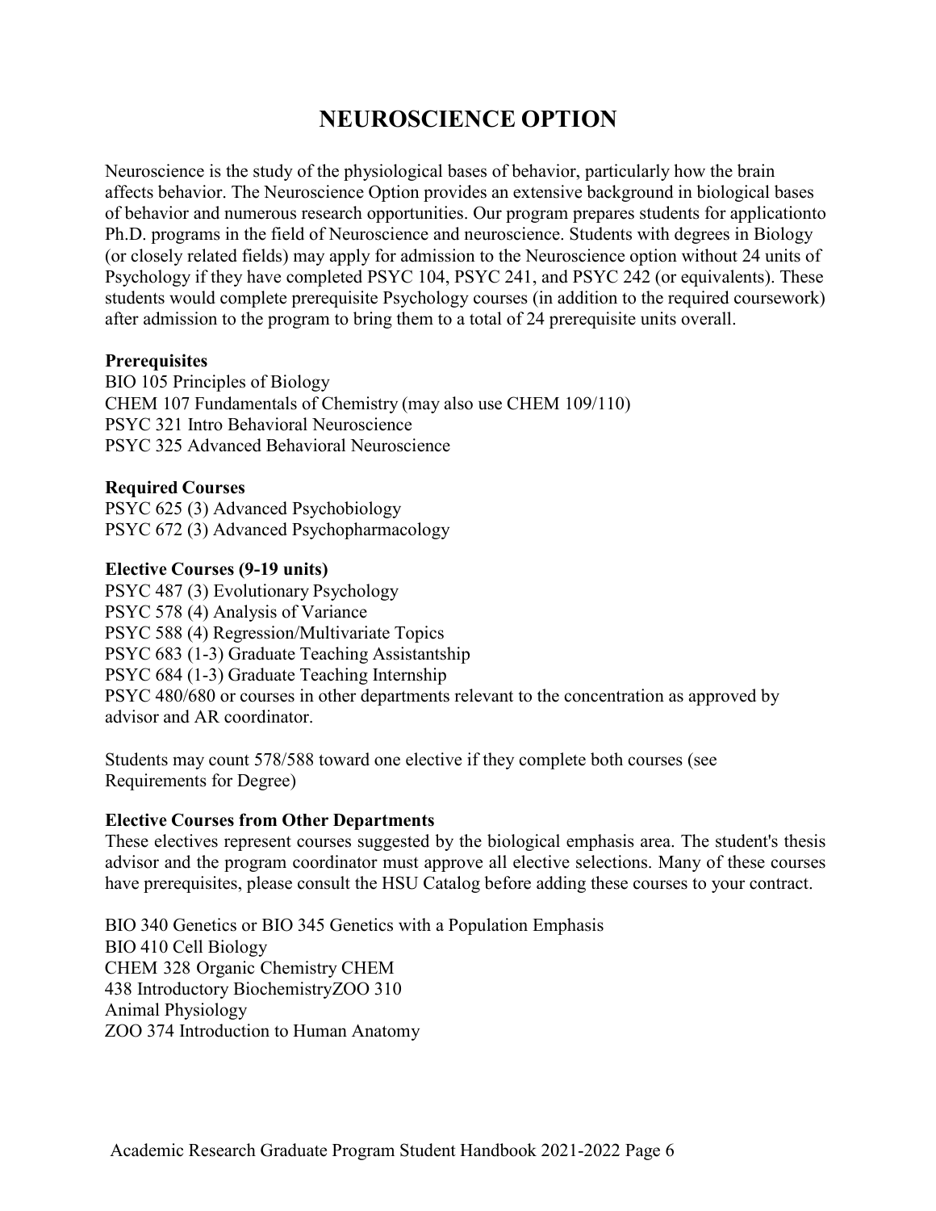# NEUROSCIENCE OPTION

Neuroscience is the study of the physiological bases of behavior, particularly how the brain affects behavior. The Neuroscience Option provides an extensive background in biological bases of behavior and numerous research opportunities. Our program prepares students for applicationto Ph.D. programs in the field of Neuroscience and neuroscience. Students with degrees in Biology (or closely related fields) may apply for admission to the Neuroscience option without 24 units of Psychology if they have completed PSYC 104, PSYC 241, and PSYC 242 (or equivalents). These students would complete prerequisite Psychology courses (in addition to the required coursework) after admission to the program to bring them to a total of 24 prerequisite units overall.

**Prerequisites**

BIO 105 Principles of Biology
CHEM 107 Fundamentals of Chemistry (may also use CHEM 109/110)
PSYC 321 Intro Behavioral Neuroscience
PSYC 325 Advanced Behavioral Neuroscience

**Required Courses**

PSYC 625 (3) Advanced Psychobiology
PSYC 672 (3) Advanced Psychopharmacology

**Elective Courses (9-19 units)**

PSYC 487 (3) Evolutionary Psychology
PSYC 578 (4) Analysis of Variance
PSYC 588 (4) Regression/Multivariate Topics
PSYC 683 (1-3) Graduate Teaching Assistantship
PSYC 684 (1-3) Graduate Teaching Internship
PSYC 480/680 or courses in other departments relevant to the concentration as approved by advisor and AR coordinator.

Students may count 578/588 toward one elective if they complete both courses (see Requirements for Degree)

**Elective Courses from Other Departments**

These electives represent courses suggested by the biological emphasis area. The student's thesis advisor and the program coordinator must approve all elective selections. Many of these courses have prerequisites, please consult the HSU Catalog before adding these courses to your contract.

BIO 340 Genetics or BIO 345 Genetics with a Population Emphasis
BIO 410 Cell Biology
CHEM 328 Organic Chemistry CHEM
438 Introductory BiochemistryZOO 310
Animal Physiology
ZOO 374 Introduction to Human Anatomy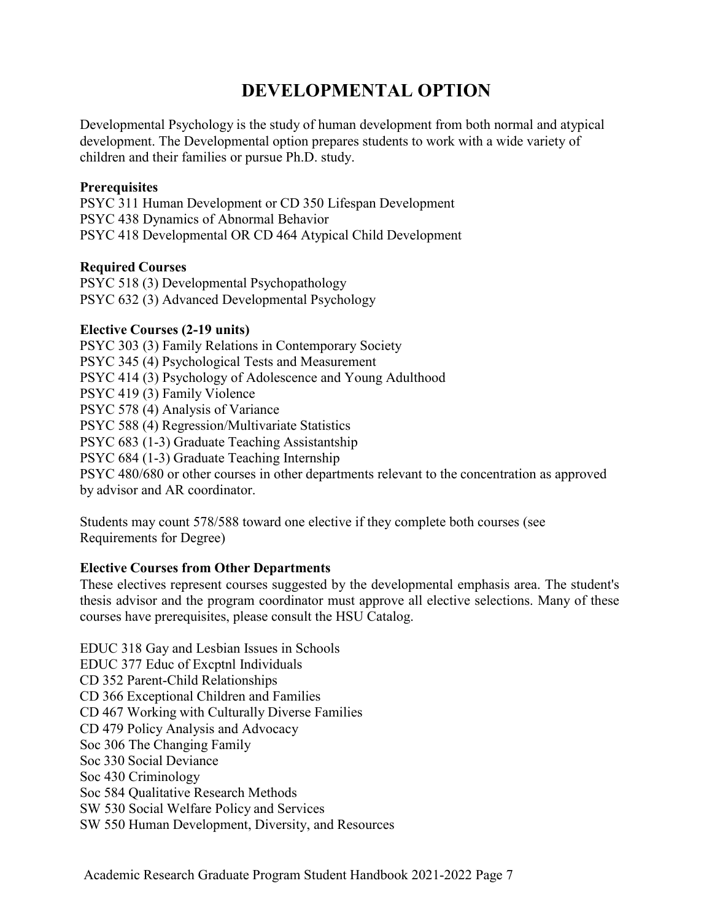# DEVELOPMENTAL OPTION

Developmental Psychology is the study of human development from both normal and atypical development. The Developmental option prepares students to work with a wide variety of children and their families or pursue Ph.D. study.

**Prerequisites**

PSYC 311 Human Development or CD 350 Lifespan Development
PSYC 438 Dynamics of Abnormal Behavior
PSYC 418 Developmental OR CD 464 Atypical Child Development

**Required Courses**

PSYC 518 (3) Developmental Psychopathology
PSYC 632 (3) Advanced Developmental Psychology

**Elective Courses (2-19 units)**

PSYC 303 (3) Family Relations in Contemporary Society
PSYC 345 (4) Psychological Tests and Measurement
PSYC 414 (3) Psychology of Adolescence and Young Adulthood
PSYC 419 (3) Family Violence
PSYC 578 (4) Analysis of Variance
PSYC 588 (4) Regression/Multivariate Statistics
PSYC 683 (1-3) Graduate Teaching Assistantship
PSYC 684 (1-3) Graduate Teaching Internship
PSYC 480/680 or other courses in other departments relevant to the concentration as approved by advisor and AR coordinator.

Students may count 578/588 toward one elective if they complete both courses (see Requirements for Degree)

**Elective Courses from Other Departments**

These electives represent courses suggested by the developmental emphasis area. The student's thesis advisor and the program coordinator must approve all elective selections. Many of these courses have prerequisites, please consult the HSU Catalog.

EDUC 318 Gay and Lesbian Issues in Schools
EDUC 377 Educ of Excptnl Individuals
CD 352 Parent-Child Relationships
CD 366 Exceptional Children and Families
CD 467 Working with Culturally Diverse Families
CD 479 Policy Analysis and Advocacy
Soc 306 The Changing Family
Soc 330 Social Deviance
Soc 430 Criminology
Soc 584 Qualitative Research Methods
SW 530 Social Welfare Policy and Services
SW 550 Human Development, Diversity, and Resources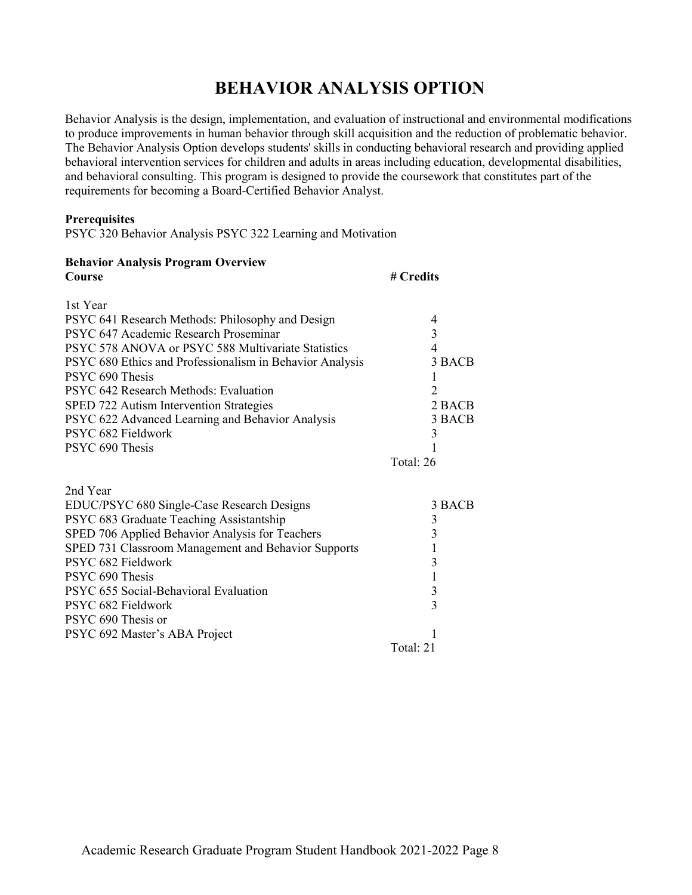# BEHAVIOR ANALYSIS OPTION

Behavior Analysis is the design, implementation, and evaluation of instructional and environmental modifications to produce improvements in human behavior through skill acquisition and the reduction of problematic behavior. The Behavior Analysis Option develops students' skills in conducting behavioral research and providing applied behavioral intervention services for children and adults in areas including education, developmental disabilities, and behavioral consulting. This program is designed to provide the coursework that constitutes part of the requirements for becoming a Board-Certified Behavior Analyst.

**Prerequisites**

PSYC 320 Behavior Analysis PSYC 322 Learning and Motivation

**Behavior Analysis Program Overview**

| Course | # Credits |
|---|---|
| 1st Year | |
| PSYC 641 Research Methods: Philosophy and Design | 4 |
| PSYC 647 Academic Research Proseminar | 3 |
| PSYC 578 ANOVA or PSYC 588 Multivariate Statistics | 4 |
| PSYC 680 Ethics and Professionalism in Behavior Analysis | 3 BACB |
| PSYC 690 Thesis | 1 |
| PSYC 642 Research Methods: Evaluation | 2 |
| SPED 722 Autism Intervention Strategies | 2 BACB |
| PSYC 622 Advanced Learning and Behavior Analysis | 3 BACB |
| PSYC 682 Fieldwork | 3 |
| PSYC 690 Thesis | 1 |
| | Total: 26 |
| 2nd Year | |
| EDUC/PSYC 680 Single-Case Research Designs | 3 BACB |
| PSYC 683 Graduate Teaching Assistantship | 3 |
| SPED 706 Applied Behavior Analysis for Teachers | 3 |
| SPED 731 Classroom Management and Behavior Supports | 1 |
| PSYC 682 Fieldwork | 3 |
| PSYC 690 Thesis | 1 |
| PSYC 655 Social-Behavioral Evaluation | 3 |
| PSYC 682 Fieldwork | 3 |
| PSYC 690 Thesis or PSYC 692 Master's ABA Project | 1 |
| | Total: 21 |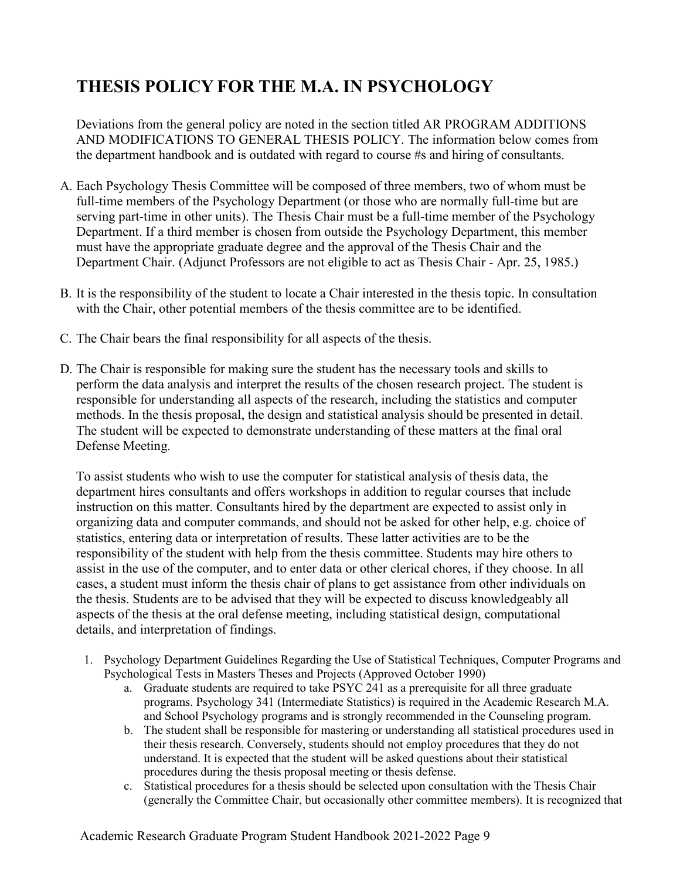# THESIS POLICY FOR THE M.A. IN PSYCHOLOGY

Deviations from the general policy are noted in the section titled AR PROGRAM ADDITIONS AND MODIFICATIONS TO GENERAL THESIS POLICY. The information below comes from the department handbook and is outdated with regard to course #s and hiring of consultants.

A. Each Psychology Thesis Committee will be composed of three members, two of whom must be full-time members of the Psychology Department (or those who are normally full-time but are serving part-time in other units). The Thesis Chair must be a full-time member of the Psychology Department. If a third member is chosen from outside the Psychology Department, this member must have the appropriate graduate degree and the approval of the Thesis Chair and the Department Chair. (Adjunct Professors are not eligible to act as Thesis Chair - Apr. 25, 1985.)

B. It is the responsibility of the student to locate a Chair interested in the thesis topic. In consultation with the Chair, other potential members of the thesis committee are to be identified.

C. The Chair bears the final responsibility for all aspects of the thesis.

D. The Chair is responsible for making sure the student has the necessary tools and skills to perform the data analysis and interpret the results of the chosen research project. The student is responsible for understanding all aspects of the research, including the statistics and computer methods. In the thesis proposal, the design and statistical analysis should be presented in detail. The student will be expected to demonstrate understanding of these matters at the final oral Defense Meeting.

   To assist students who wish to use the computer for statistical analysis of thesis data, the department hires consultants and offers workshops in addition to regular courses that include instruction on this matter. Consultants hired by the department are expected to assist only in organizing data and computer commands, and should not be asked for other help, e.g. choice of statistics, entering data or interpretation of results. These latter activities are to be the responsibility of the student with help from the thesis committee. Students may hire others to assist in the use of the computer, and to enter data or other clerical chores, if they choose. In all cases, a student must inform the thesis chair of plans to get assistance from other individuals on the thesis. Students are to be advised that they will be expected to discuss knowledgeably all aspects of the thesis at the oral defense meeting, including statistical design, computational details, and interpretation of findings.

   1. Psychology Department Guidelines Regarding the Use of Statistical Techniques, Computer Programs and Psychological Tests in Masters Theses and Projects (Approved October 1990)
      a. Graduate students are required to take PSYC 241 as a prerequisite for all three graduate programs. Psychology 341 (Intermediate Statistics) is required in the Academic Research M.A. and School Psychology programs and is strongly recommended in the Counseling program.
      b. The student shall be responsible for mastering or understanding all statistical procedures used in their thesis research. Conversely, students should not employ procedures that they do not understand. It is expected that the student will be asked questions about their statistical procedures during the thesis proposal meeting or thesis defense.
      c. Statistical procedures for a thesis should be selected upon consultation with the Thesis Chair (generally the Committee Chair, but occasionally other committee members). It is recognized that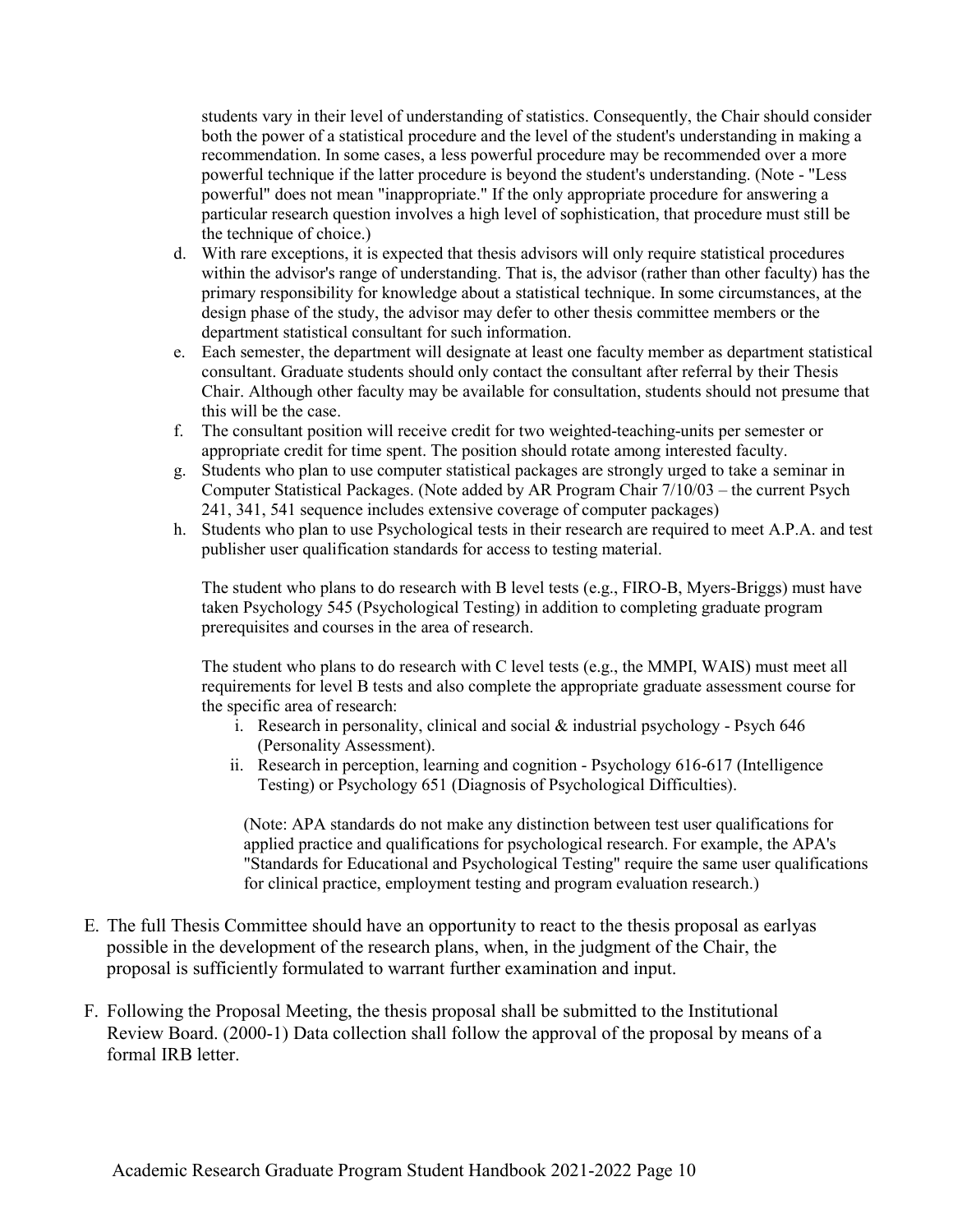students vary in their level of understanding of statistics. Consequently, the Chair should consider both the power of a statistical procedure and the level of the student's understanding in making a recommendation. In some cases, a less powerful procedure may be recommended over a more powerful technique if the latter procedure is beyond the student's understanding. (Note - "Less powerful" does not mean "inappropriate." If the only appropriate procedure for answering a particular research question involves a high level of sophistication, that procedure must still be the technique of choice.)

d. With rare exceptions, it is expected that thesis advisors will only require statistical procedures within the advisor's range of understanding. That is, the advisor (rather than other faculty) has the primary responsibility for knowledge about a statistical technique. In some circumstances, at the design phase of the study, the advisor may defer to other thesis committee members or the department statistical consultant for such information.

e. Each semester, the department will designate at least one faculty member as department statistical consultant. Graduate students should only contact the consultant after referral by their Thesis Chair. Although other faculty may be available for consultation, students should not presume that this will be the case.

f. The consultant position will receive credit for two weighted-teaching-units per semester or appropriate credit for time spent. The position should rotate among interested faculty.

g. Students who plan to use computer statistical packages are strongly urged to take a seminar in Computer Statistical Packages. (Note added by AR Program Chair 7/10/03 – the current Psych 241, 341, 541 sequence includes extensive coverage of computer packages)

h. Students who plan to use Psychological tests in their research are required to meet A.P.A. and test publisher user qualification standards for access to testing material.

   The student who plans to do research with B level tests (e.g., FIRO-B, Myers-Briggs) must have taken Psychology 545 (Psychological Testing) in addition to completing graduate program prerequisites and courses in the area of research.

   The student who plans to do research with C level tests (e.g., the MMPI, WAIS) must meet all requirements for level B tests and also complete the appropriate graduate assessment course for the specific area of research:

   i. Research in personality, clinical and social & industrial psychology - Psych 646 (Personality Assessment).
   ii. Research in perception, learning and cognition - Psychology 616-617 (Intelligence Testing) or Psychology 651 (Diagnosis of Psychological Difficulties).

   (Note: APA standards do not make any distinction between test user qualifications for applied practice and qualifications for psychological research. For example, the APA's "Standards for Educational and Psychological Testing" require the same user qualifications for clinical practice, employment testing and program evaluation research.)

E. The full Thesis Committee should have an opportunity to react to the thesis proposal as earlyas possible in the development of the research plans, when, in the judgment of the Chair, the proposal is sufficiently formulated to warrant further examination and input.

F. Following the Proposal Meeting, the thesis proposal shall be submitted to the Institutional Review Board. (2000-1) Data collection shall follow the approval of the proposal by means of a formal IRB letter.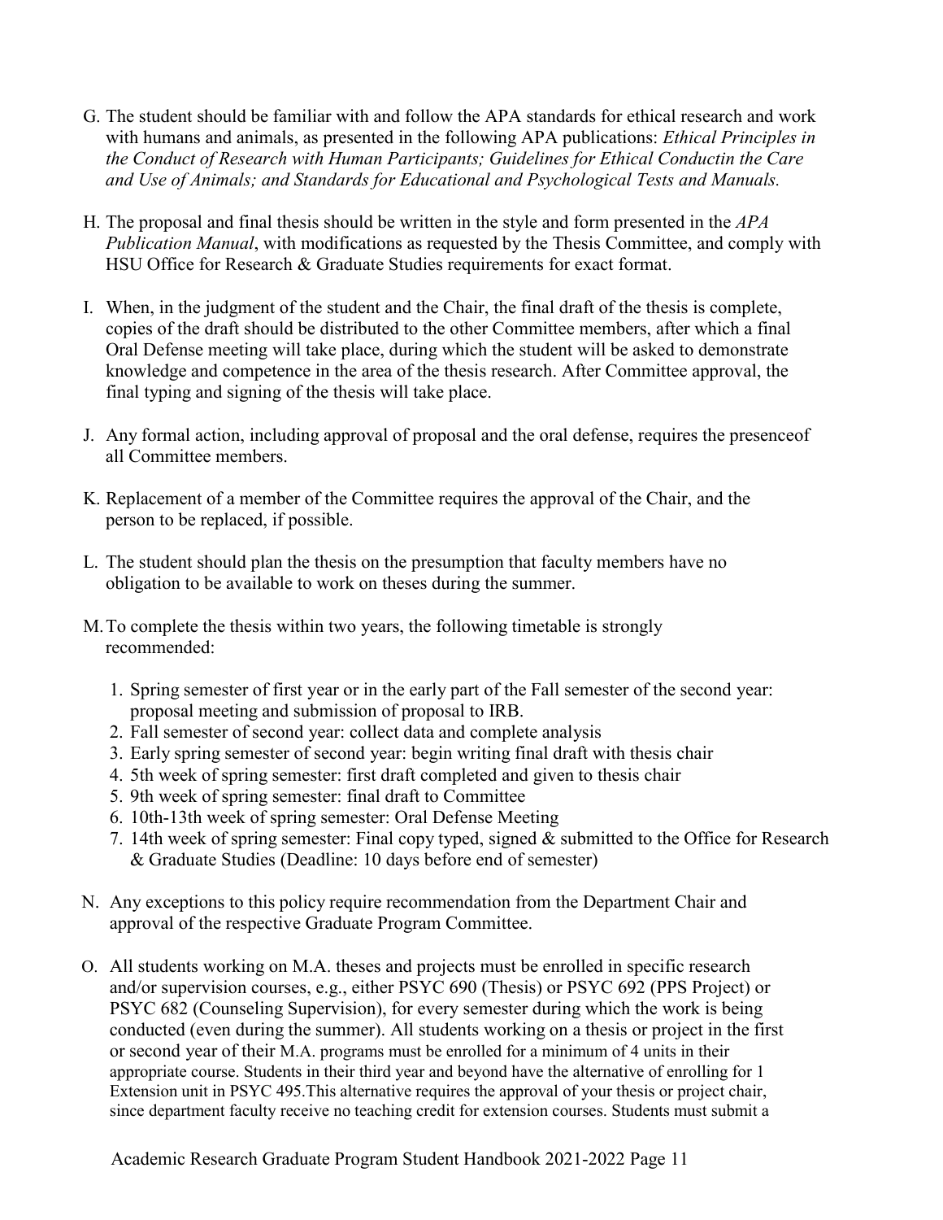G. The student should be familiar with and follow the APA standards for ethical research and work with humans and animals, as presented in the following APA publications: *Ethical Principles in the Conduct of Research with Human Participants; Guidelines for Ethical Conductin the Care and Use of Animals; and Standards for Educational and Psychological Tests and Manuals.*

H. The proposal and final thesis should be written in the style and form presented in the *APA Publication Manual*, with modifications as requested by the Thesis Committee, and comply with HSU Office for Research & Graduate Studies requirements for exact format.

I. When, in the judgment of the student and the Chair, the final draft of the thesis is complete, copies of the draft should be distributed to the other Committee members, after which a final Oral Defense meeting will take place, during which the student will be asked to demonstrate knowledge and competence in the area of the thesis research. After Committee approval, the final typing and signing of the thesis will take place.

J. Any formal action, including approval of proposal and the oral defense, requires the presenceof all Committee members.

K. Replacement of a member of the Committee requires the approval of the Chair, and the person to be replaced, if possible.

L. The student should plan the thesis on the presumption that faculty members have no obligation to be available to work on theses during the summer.

M. To complete the thesis within two years, the following timetable is strongly recommended:

   1. Spring semester of first year or in the early part of the Fall semester of the second year: proposal meeting and submission of proposal to IRB.
   2. Fall semester of second year: collect data and complete analysis
   3. Early spring semester of second year: begin writing final draft with thesis chair
   4. 5th week of spring semester: first draft completed and given to thesis chair
   5. 9th week of spring semester: final draft to Committee
   6. 10th-13th week of spring semester: Oral Defense Meeting
   7. 14th week of spring semester: Final copy typed, signed & submitted to the Office for Research & Graduate Studies (Deadline: 10 days before end of semester)

N. Any exceptions to this policy require recommendation from the Department Chair and approval of the respective Graduate Program Committee.

O. All students working on M.A. theses and projects must be enrolled in specific research and/or supervision courses, e.g., either PSYC 690 (Thesis) or PSYC 692 (PPS Project) or PSYC 682 (Counseling Supervision), for every semester during which the work is being conducted (even during the summer). All students working on a thesis or project in the first or second year of their M.A. programs must be enrolled for a minimum of 4 units in their appropriate course. Students in their third year and beyond have the alternative of enrolling for 1 Extension unit in PSYC 495.This alternative requires the approval of your thesis or project chair, since department faculty receive no teaching credit for extension courses. Students must submit a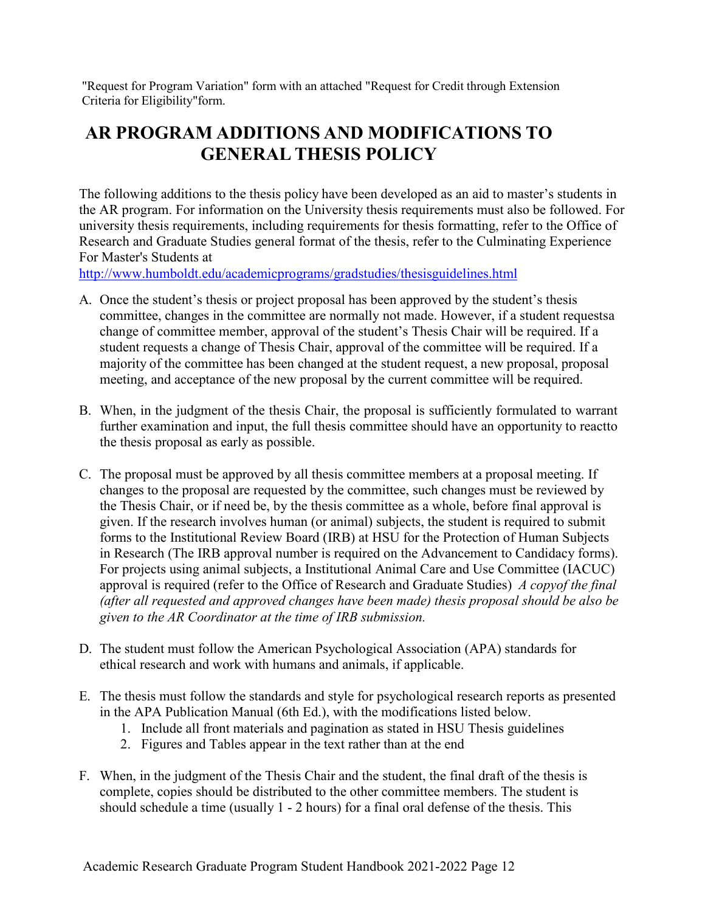"Request for Program Variation" form with an attached "Request for Credit through Extension Criteria for Eligibility"form.

# AR PROGRAM ADDITIONS AND MODIFICATIONS TO GENERAL THESIS POLICY

The following additions to the thesis policy have been developed as an aid to master's students in the AR program. For information on the University thesis requirements must also be followed. For university thesis requirements, including requirements for thesis formatting, refer to the Office of Research and Graduate Studies general format of the thesis, refer to the Culminating Experience For Master's Students at
http://www.humboldt.edu/academicprograms/gradstudies/thesisguidelines.html

A. Once the student's thesis or project proposal has been approved by the student's thesis committee, changes in the committee are normally not made. However, if a student requestsa change of committee member, approval of the student's Thesis Chair will be required. If a student requests a change of Thesis Chair, approval of the committee will be required. If a majority of the committee has been changed at the student request, a new proposal, proposal meeting, and acceptance of the new proposal by the current committee will be required.

B. When, in the judgment of the thesis Chair, the proposal is sufficiently formulated to warrant further examination and input, the full thesis committee should have an opportunity to reactto the thesis proposal as early as possible.

C. The proposal must be approved by all thesis committee members at a proposal meeting. If changes to the proposal are requested by the committee, such changes must be reviewed by the Thesis Chair, or if need be, by the thesis committee as a whole, before final approval is given. If the research involves human (or animal) subjects, the student is required to submit forms to the Institutional Review Board (IRB) at HSU for the Protection of Human Subjects in Research (The IRB approval number is required on the Advancement to Candidacy forms). For projects using animal subjects, a Institutional Animal Care and Use Committee (IACUC) approval is required (refer to the Office of Research and Graduate Studies) *A copyof the final (after all requested and approved changes have been made) thesis proposal should be also be given to the AR Coordinator at the time of IRB submission.*

D. The student must follow the American Psychological Association (APA) standards for ethical research and work with humans and animals, if applicable.

E. The thesis must follow the standards and style for psychological research reports as presented in the APA Publication Manual (6th Ed.), with the modifications listed below.
   1. Include all front materials and pagination as stated in HSU Thesis guidelines
   2. Figures and Tables appear in the text rather than at the end

F. When, in the judgment of the Thesis Chair and the student, the final draft of the thesis is complete, copies should be distributed to the other committee members. The student is should schedule a time (usually 1 - 2 hours) for a final oral defense of the thesis. This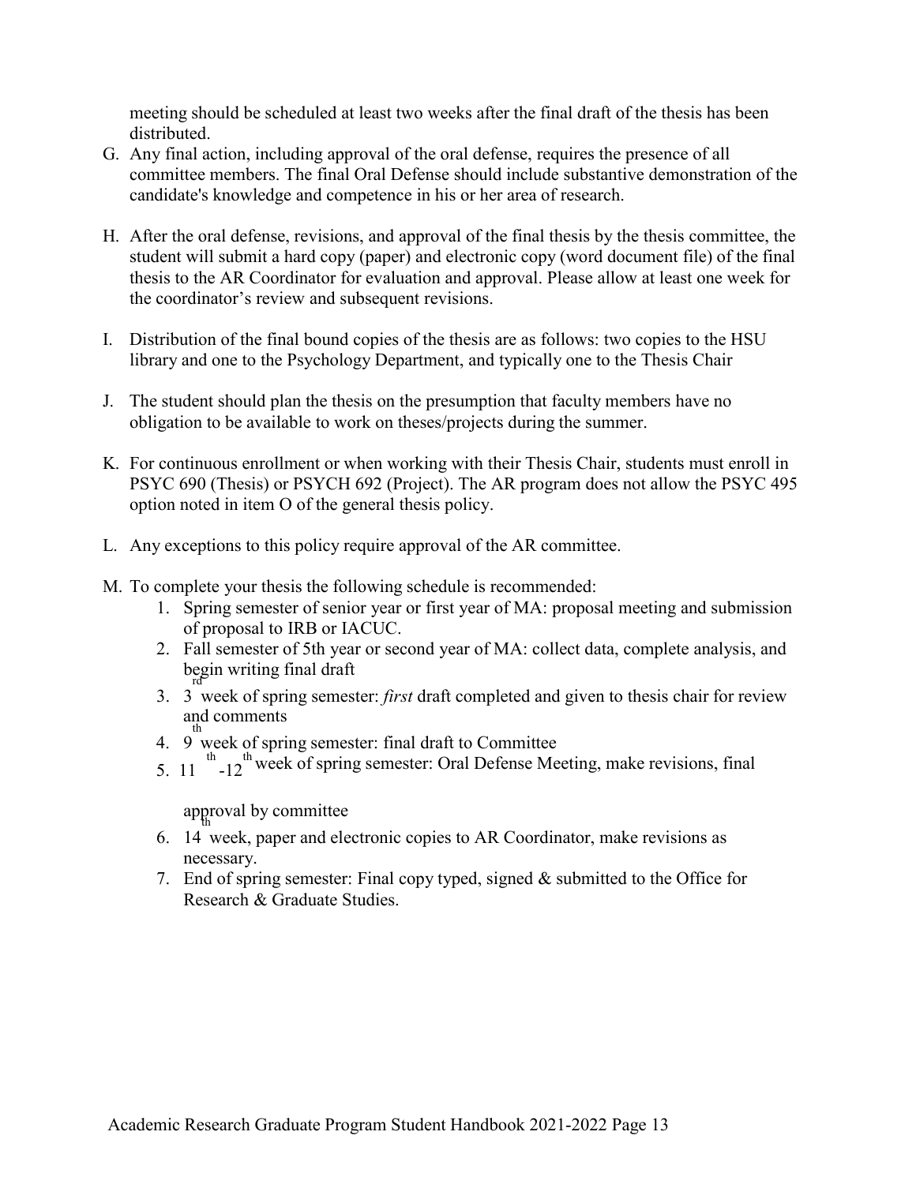meeting should be scheduled at least two weeks after the final draft of the thesis has been distributed.

G. Any final action, including approval of the oral defense, requires the presence of all committee members. The final Oral Defense should include substantive demonstration of the candidate's knowledge and competence in his or her area of research.

H. After the oral defense, revisions, and approval of the final thesis by the thesis committee, the student will submit a hard copy (paper) and electronic copy (word document file) of the final thesis to the AR Coordinator for evaluation and approval. Please allow at least one week for the coordinator's review and subsequent revisions.

I. Distribution of the final bound copies of the thesis are as follows: two copies to the HSU library and one to the Psychology Department, and typically one to the Thesis Chair

J. The student should plan the thesis on the presumption that faculty members have no obligation to be available to work on theses/projects during the summer.

K. For continuous enrollment or when working with their Thesis Chair, students must enroll in PSYC 690 (Thesis) or PSYCH 692 (Project). The AR program does not allow the PSYC 495 option noted in item O of the general thesis policy.

L. Any exceptions to this policy require approval of the AR committee.

M. To complete your thesis the following schedule is recommended:
   1. Spring semester of senior year or first year of MA: proposal meeting and submission of proposal to IRB or IACUC.
   2. Fall semester of 5th year or second year of MA: collect data, complete analysis, and begin writing final draft
   3. 3rd week of spring semester: *first* draft completed and given to thesis chair for review and comments
   4. 9th week of spring semester: final draft to Committee
   5. 11th-12th week of spring semester: Oral Defense Meeting, make revisions, final approval by committee
   6. 14th week, paper and electronic copies to AR Coordinator, make revisions as necessary.
   7. End of spring semester: Final copy typed, signed & submitted to the Office for Research & Graduate Studies.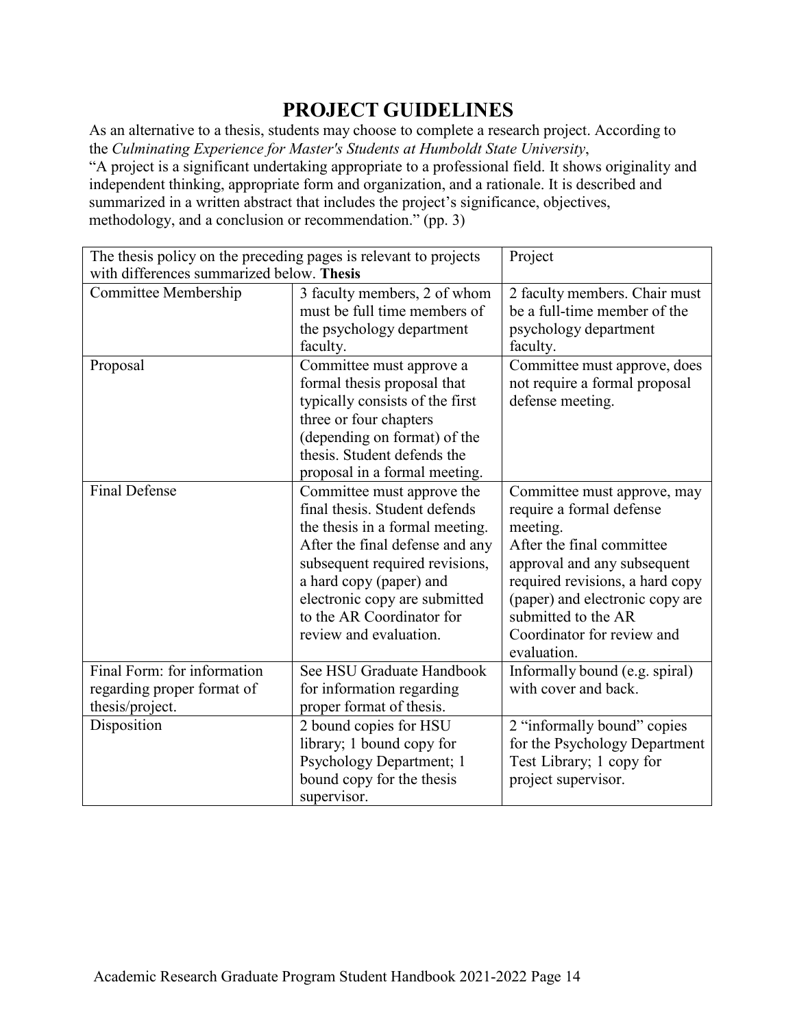# PROJECT GUIDELINES

As an alternative to a thesis, students may choose to complete a research project. According to the *Culminating Experience for Master's Students at Humboldt State University*, "A project is a significant undertaking appropriate to a professional field. It shows originality and independent thinking, appropriate form and organization, and a rationale. It is described and summarized in a written abstract that includes the project's significance, objectives, methodology, and a conclusion or recommendation." (pp. 3)

| The thesis policy on the preceding pages is relevant to projects with differences summarized below. | **Thesis** | Project |
|---|---|---|
| Committee Membership | 3 faculty members, 2 of whom must be full time members of the psychology department faculty. | 2 faculty members. Chair must be a full-time member of the psychology department faculty. |
| Proposal | Committee must approve a formal thesis proposal that typically consists of the first three or four chapters (depending on format) of the thesis. Student defends the proposal in a formal meeting. | Committee must approve, does not require a formal proposal defense meeting. |
| Final Defense | Committee must approve the final thesis. Student defends the thesis in a formal meeting. After the final defense and any subsequent required revisions, a hard copy (paper) and electronic copy are submitted to the AR Coordinator for review and evaluation. | Committee must approve, may require a formal defense meeting. After the final committee approval and any subsequent required revisions, a hard copy (paper) and electronic copy are submitted to the AR Coordinator for review and evaluation. |
| Final Form: for information regarding proper format of thesis/project. | See HSU Graduate Handbook for information regarding proper format of thesis. | Informally bound (e.g. spiral) with cover and back. |
| Disposition | 2 bound copies for HSU library; 1 bound copy for Psychology Department; 1 bound copy for the thesis supervisor. | 2 "informally bound" copies for the Psychology Department Test Library; 1 copy for project supervisor. |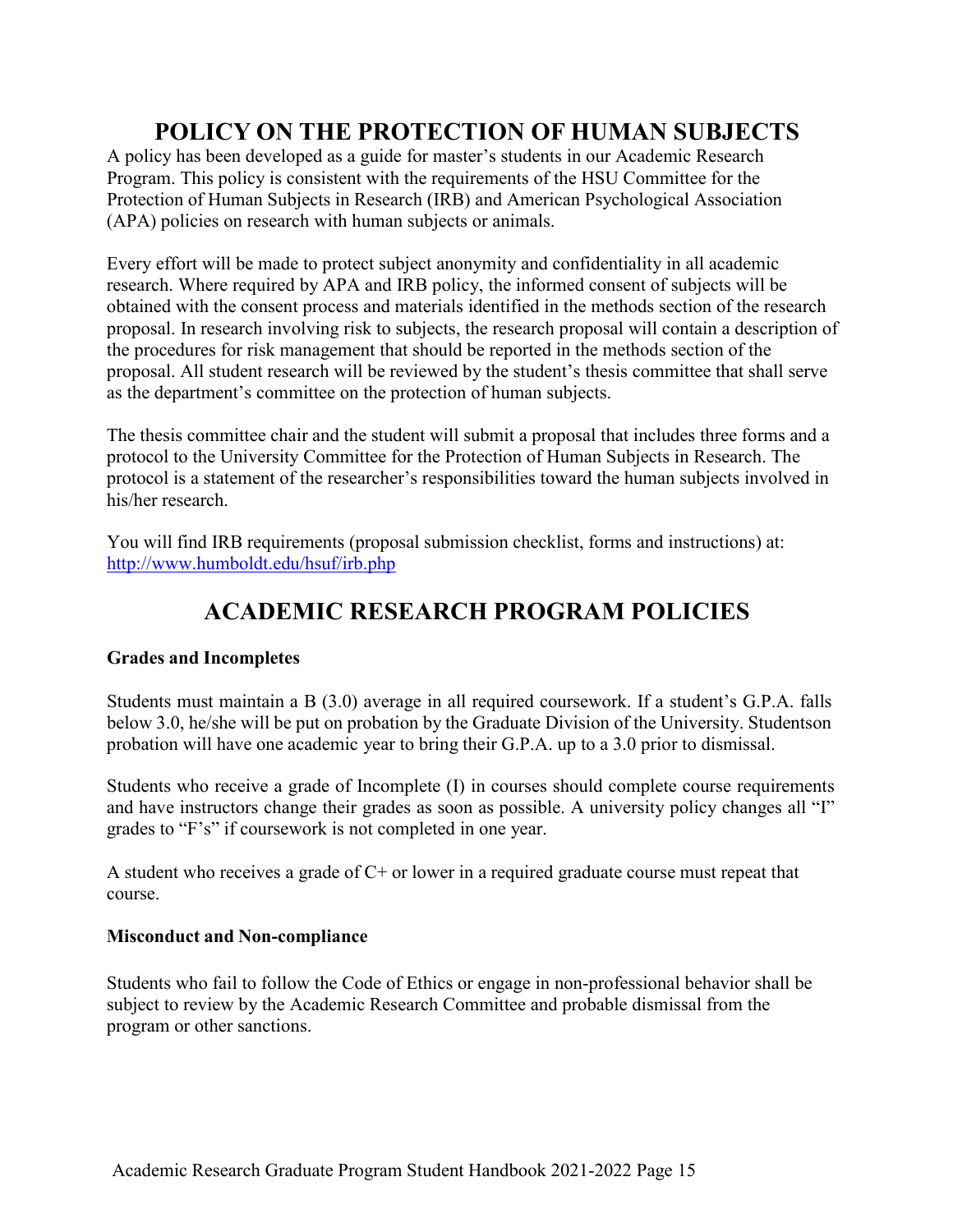# POLICY ON THE PROTECTION OF HUMAN SUBJECTS

A policy has been developed as a guide for master's students in our Academic Research Program. This policy is consistent with the requirements of the HSU Committee for the Protection of Human Subjects in Research (IRB) and American Psychological Association (APA) policies on research with human subjects or animals.

Every effort will be made to protect subject anonymity and confidentiality in all academic research. Where required by APA and IRB policy, the informed consent of subjects will be obtained with the consent process and materials identified in the methods section of the research proposal. In research involving risk to subjects, the research proposal will contain a description of the procedures for risk management that should be reported in the methods section of the proposal. All student research will be reviewed by the student's thesis committee that shall serve as the department's committee on the protection of human subjects.

The thesis committee chair and the student will submit a proposal that includes three forms and a protocol to the University Committee for the Protection of Human Subjects in Research. The protocol is a statement of the researcher's responsibilities toward the human subjects involved in his/her research.

You will find IRB requirements (proposal submission checklist, forms and instructions) at: [http://www.humboldt.edu/hsuf/irb.php](http://www.humboldt.edu/hsuf/irb.php)

# ACADEMIC RESEARCH PROGRAM POLICIES

**Grades and Incompletes**

Students must maintain a B (3.0) average in all required coursework. If a student's G.P.A. falls below 3.0, he/she will be put on probation by the Graduate Division of the University. Studentson probation will have one academic year to bring their G.P.A. up to a 3.0 prior to dismissal.

Students who receive a grade of Incomplete (I) in courses should complete course requirements and have instructors change their grades as soon as possible. A university policy changes all "I" grades to "F's" if coursework is not completed in one year.

A student who receives a grade of C+ or lower in a required graduate course must repeat that course.

**Misconduct and Non-compliance**

Students who fail to follow the Code of Ethics or engage in non-professional behavior shall be subject to review by the Academic Research Committee and probable dismissal from the program or other sanctions.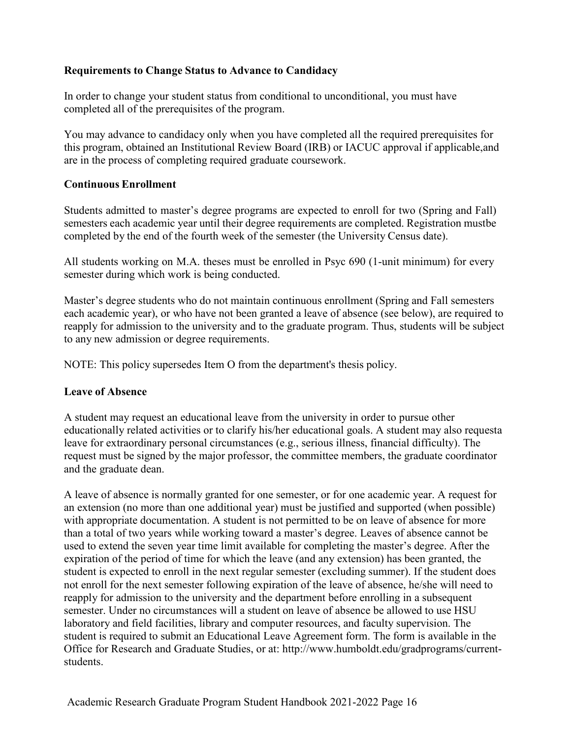### Requirements to Change Status to Advance to Candidacy

In order to change your student status from conditional to unconditional, you must have completed all of the prerequisites of the program.

You may advance to candidacy only when you have completed all the required prerequisites for this program, obtained an Institutional Review Board (IRB) or IACUC approval if applicable,and are in the process of completing required graduate coursework.

### Continuous Enrollment

Students admitted to master's degree programs are expected to enroll for two (Spring and Fall) semesters each academic year until their degree requirements are completed. Registration mustbe completed by the end of the fourth week of the semester (the University Census date).

All students working on M.A. theses must be enrolled in Psyc 690 (1-unit minimum) for every semester during which work is being conducted.

Master's degree students who do not maintain continuous enrollment (Spring and Fall semesters each academic year), or who have not been granted a leave of absence (see below), are required to reapply for admission to the university and to the graduate program. Thus, students will be subject to any new admission or degree requirements.

NOTE: This policy supersedes Item O from the department's thesis policy.

### Leave of Absence

A student may request an educational leave from the university in order to pursue other educationally related activities or to clarify his/her educational goals. A student may also requesta leave for extraordinary personal circumstances (e.g., serious illness, financial difficulty). The request must be signed by the major professor, the committee members, the graduate coordinator and the graduate dean.

A leave of absence is normally granted for one semester, or for one academic year. A request for an extension (no more than one additional year) must be justified and supported (when possible) with appropriate documentation. A student is not permitted to be on leave of absence for more than a total of two years while working toward a master's degree. Leaves of absence cannot be used to extend the seven year time limit available for completing the master's degree. After the expiration of the period of time for which the leave (and any extension) has been granted, the student is expected to enroll in the next regular semester (excluding summer). If the student does not enroll for the next semester following expiration of the leave of absence, he/she will need to reapply for admission to the university and the department before enrolling in a subsequent semester. Under no circumstances will a student on leave of absence be allowed to use HSU laboratory and field facilities, library and computer resources, and faculty supervision. The student is required to submit an Educational Leave Agreement form. The form is available in the Office for Research and Graduate Studies, or at: http://www.humboldt.edu/gradprograms/current-students.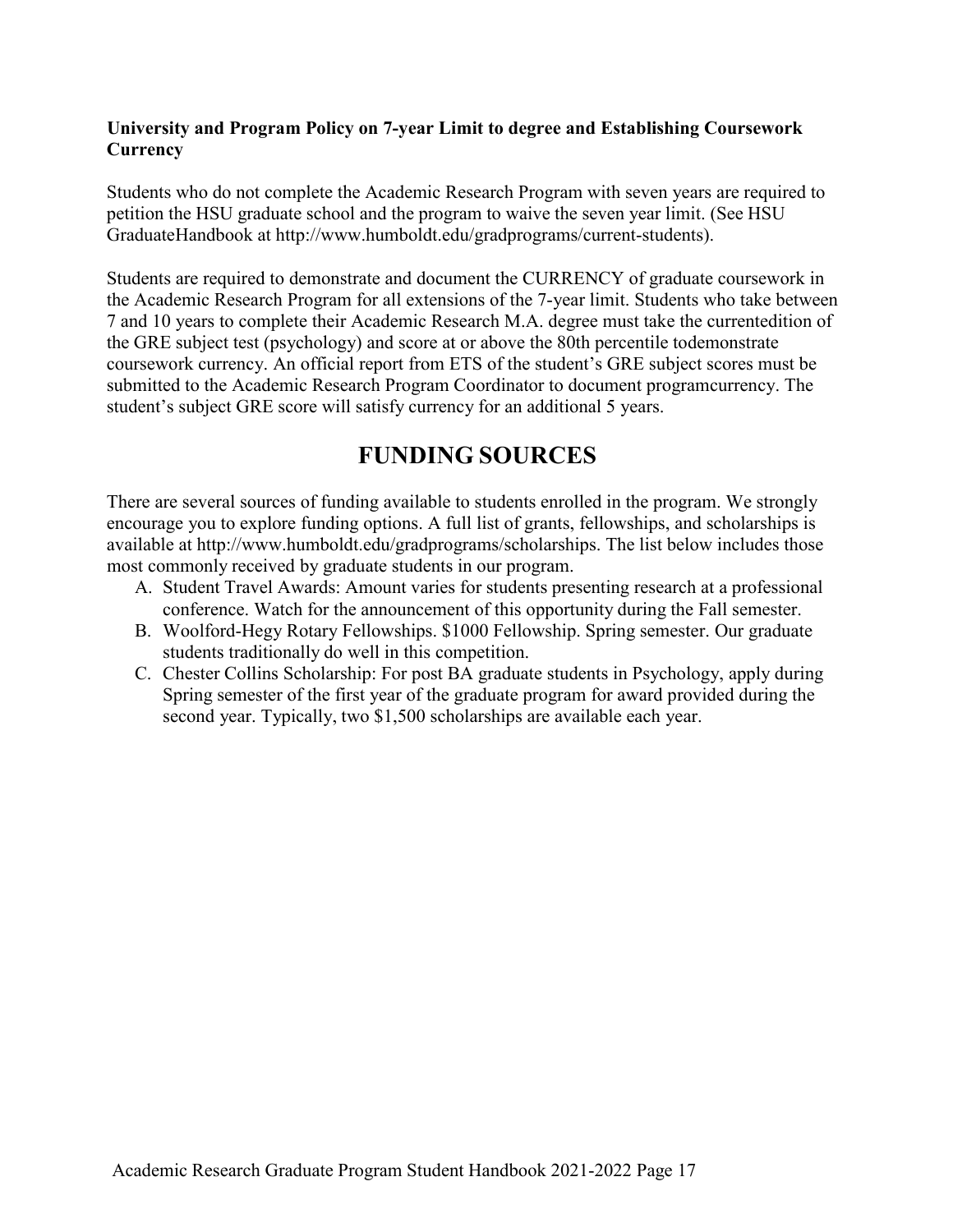**University and Program Policy on 7-year Limit to degree and Establishing Coursework Currency**

Students who do not complete the Academic Research Program with seven years are required to petition the HSU graduate school and the program to waive the seven year limit. (See HSU GraduateHandbook at http://www.humboldt.edu/gradprograms/current-students).

Students are required to demonstrate and document the CURRENCY of graduate coursework in the Academic Research Program for all extensions of the 7-year limit. Students who take between 7 and 10 years to complete their Academic Research M.A. degree must take the currentedition of the GRE subject test (psychology) and score at or above the 80th percentile todemonstrate coursework currency. An official report from ETS of the student's GRE subject scores must be submitted to the Academic Research Program Coordinator to document programcurrency. The student's subject GRE score will satisfy currency for an additional 5 years.

# FUNDING SOURCES

There are several sources of funding available to students enrolled in the program. We strongly encourage you to explore funding options. A full list of grants, fellowships, and scholarships is available at http://www.humboldt.edu/gradprograms/scholarships. The list below includes those most commonly received by graduate students in our program.

A. Student Travel Awards: Amount varies for students presenting research at a professional conference. Watch for the announcement of this opportunity during the Fall semester.
B. Woolford-Hegy Rotary Fellowships. $1000 Fellowship. Spring semester. Our graduate students traditionally do well in this competition.
C. Chester Collins Scholarship: For post BA graduate students in Psychology, apply during Spring semester of the first year of the graduate program for award provided during the second year. Typically, two $1,500 scholarships are available each year.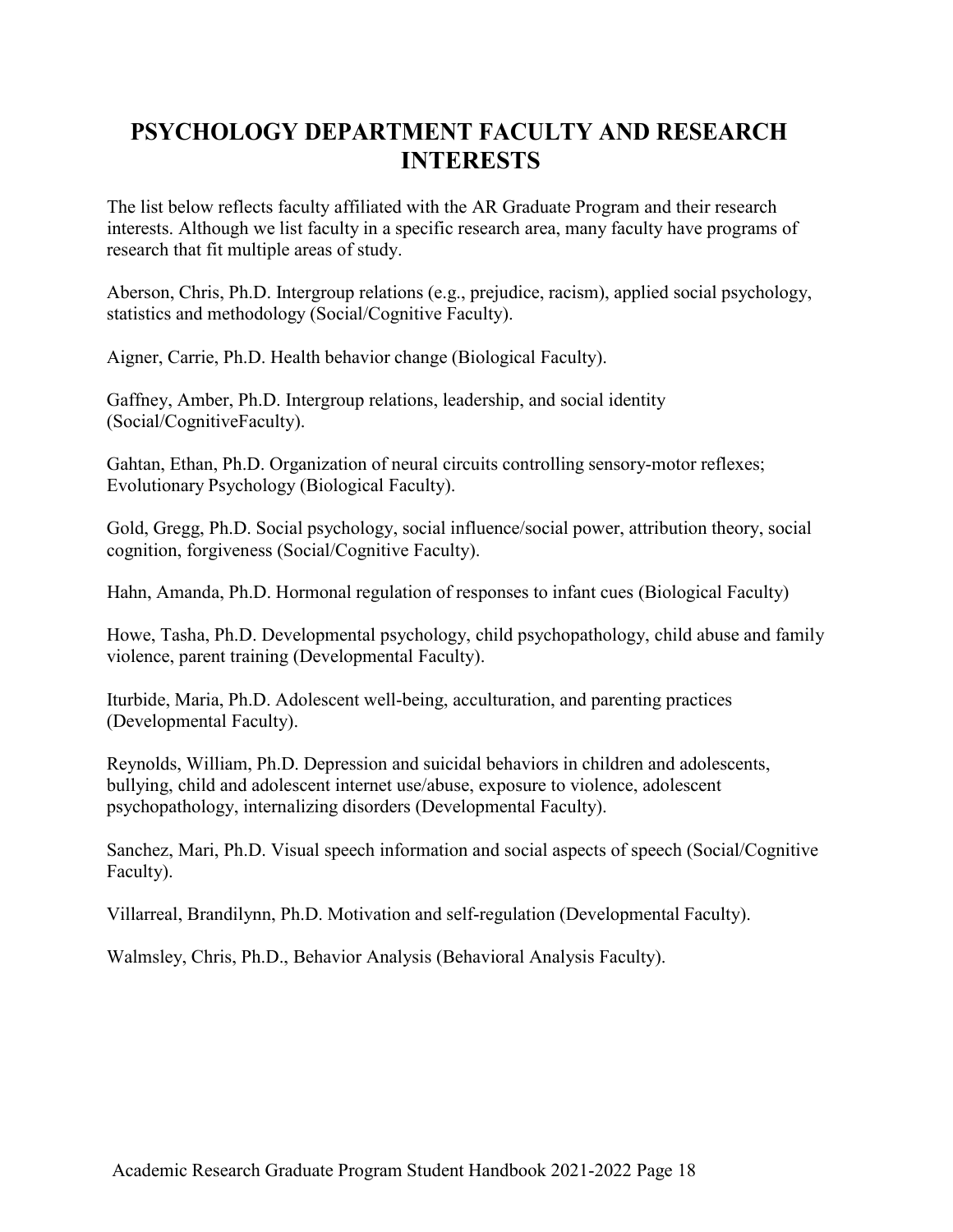# PSYCHOLOGY DEPARTMENT FACULTY AND RESEARCH INTERESTS

The list below reflects faculty affiliated with the AR Graduate Program and their research interests. Although we list faculty in a specific research area, many faculty have programs of research that fit multiple areas of study.

Aberson, Chris, Ph.D. Intergroup relations (e.g., prejudice, racism), applied social psychology, statistics and methodology (Social/Cognitive Faculty).

Aigner, Carrie, Ph.D. Health behavior change (Biological Faculty).

Gaffney, Amber, Ph.D. Intergroup relations, leadership, and social identity (Social/CognitiveFaculty).

Gahtan, Ethan, Ph.D. Organization of neural circuits controlling sensory-motor reflexes; Evolutionary Psychology (Biological Faculty).

Gold, Gregg, Ph.D. Social psychology, social influence/social power, attribution theory, social cognition, forgiveness (Social/Cognitive Faculty).

Hahn, Amanda, Ph.D. Hormonal regulation of responses to infant cues (Biological Faculty)

Howe, Tasha, Ph.D. Developmental psychology, child psychopathology, child abuse and family violence, parent training (Developmental Faculty).

Iturbide, Maria, Ph.D. Adolescent well-being, acculturation, and parenting practices (Developmental Faculty).

Reynolds, William, Ph.D. Depression and suicidal behaviors in children and adolescents, bullying, child and adolescent internet use/abuse, exposure to violence, adolescent psychopathology, internalizing disorders (Developmental Faculty).

Sanchez, Mari, Ph.D. Visual speech information and social aspects of speech (Social/Cognitive Faculty).

Villarreal, Brandilynn, Ph.D. Motivation and self-regulation (Developmental Faculty).

Walmsley, Chris, Ph.D., Behavior Analysis (Behavioral Analysis Faculty).